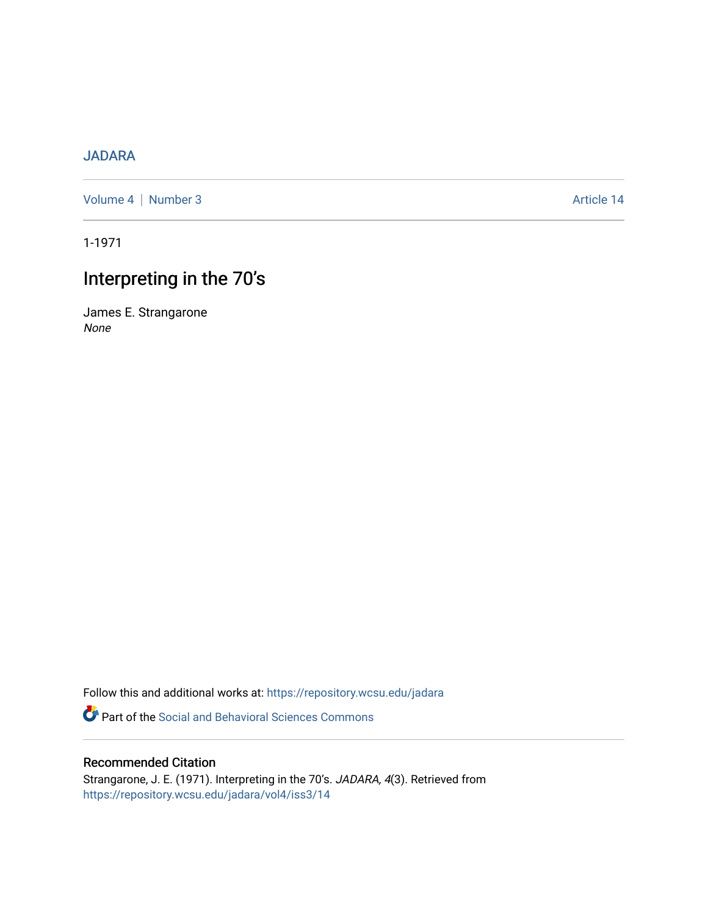JADARA

Volume 4 | Number 3 — Article 14

1-1971

# Interpreting in the 70's

James E. Strangarone

*None*

Follow this and additional works at: https://repository.wcsu.edu/jadara

Part of the Social and Behavioral Sciences Commons

## Recommended Citation

Strangarone, J. E. (1971). Interpreting in the 70's. *JADARA, 4*(3). Retrieved from https://repository.wcsu.edu/jadara/vol4/iss3/14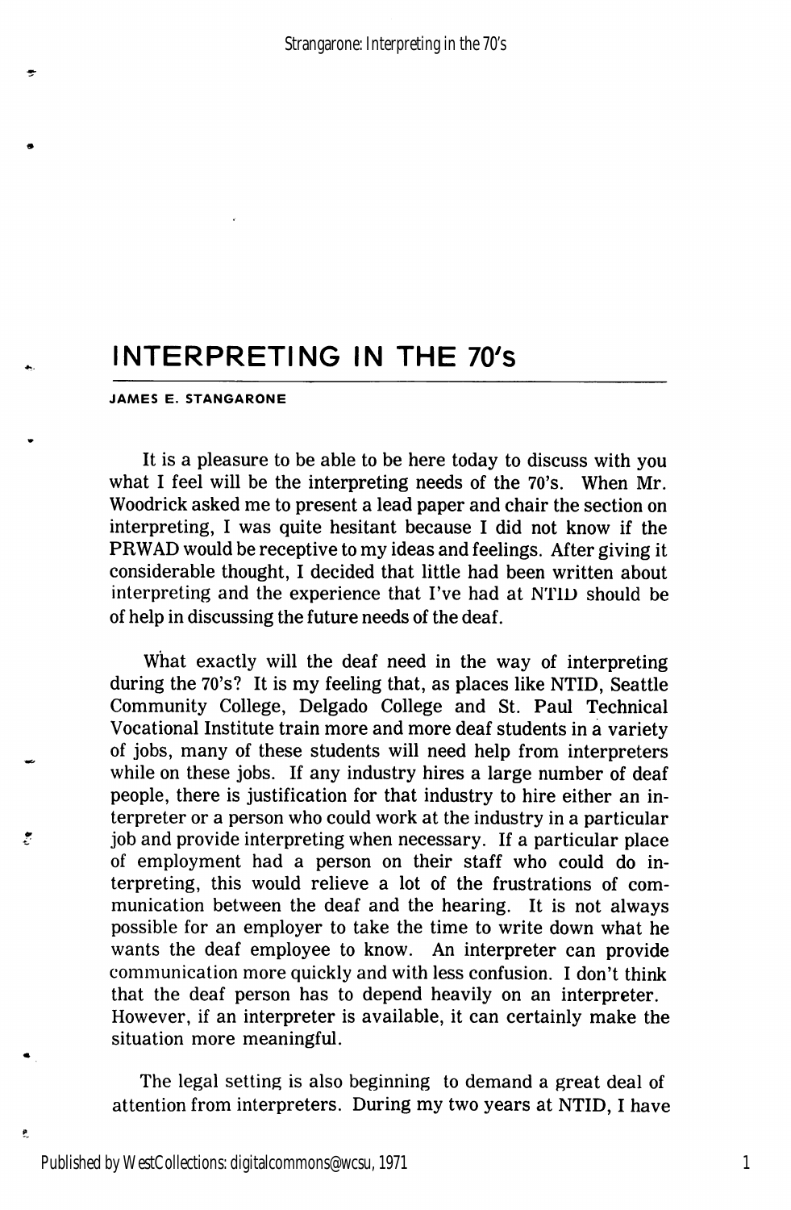# INTERPRETING IN THE 70's

**JAMES E. STANGARONE**

It is a pleasure to be able to be here today to discuss with you what I feel will be the interpreting needs of the 70's. When Mr. Woodrick asked me to present a lead paper and chair the section on interpreting, I was quite hesitant because I did not know if the PRWAD would be receptive to my ideas and feelings. After giving it considerable thought, I decided that little had been written about interpreting and the experience that I've had at NTID should be of help in discussing the future needs of the deaf.

What exactly will the deaf need in the way of interpreting during the 70's? It is my feeling that, as places like NTID, Seattle Community College, Delgado College and St. Paul Technical Vocational Institute train more and more deaf students in a variety of jobs, many of these students will need help from interpreters while on these jobs. If any industry hires a large number of deaf people, there is justification for that industry to hire either an interpreter or a person who could work at the industry in a particular job and provide interpreting when necessary. If a particular place of employment had a person on their staff who could do interpreting, this would relieve a lot of the frustrations of communication between the deaf and the hearing. It is not always possible for an employer to take the time to write down what he wants the deaf employee to know. An interpreter can provide communication more quickly and with less confusion. I don't think that the deaf person has to depend heavily on an interpreter. However, if an interpreter is available, it can certainly make the situation more meaningful.

The legal setting is also beginning to demand a great deal of attention from interpreters. During my two years at NTID, I have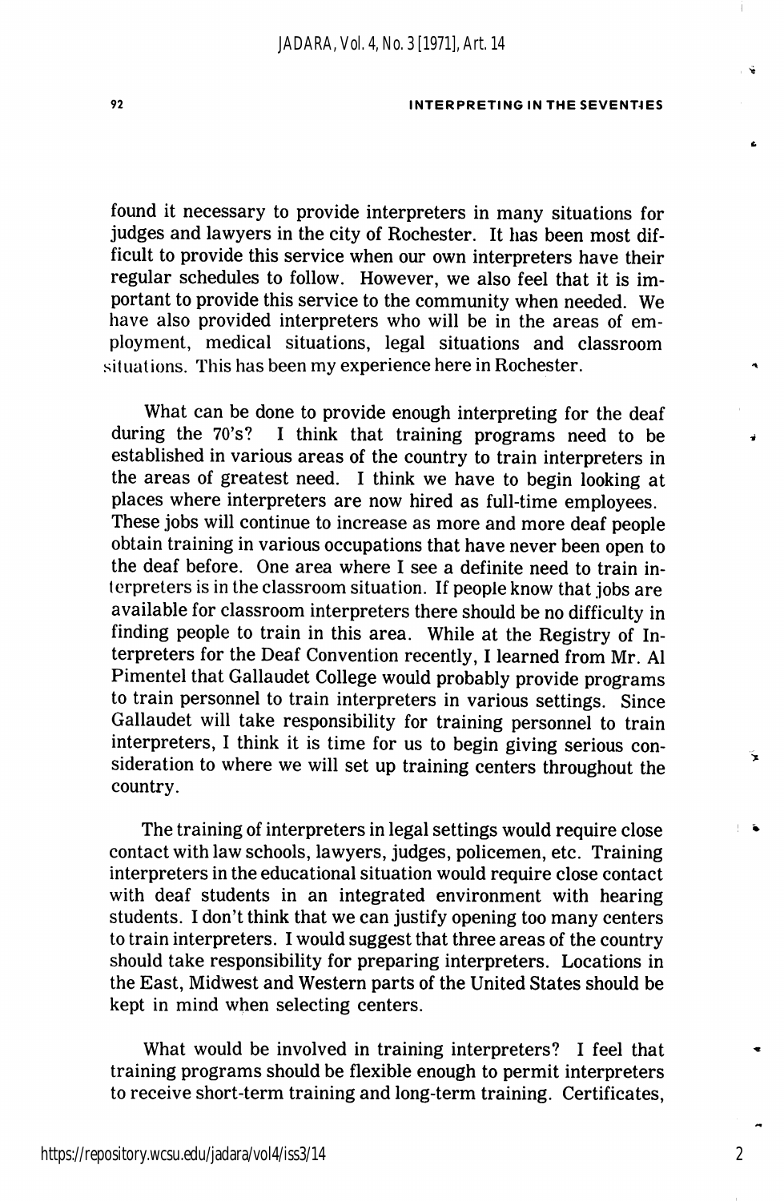found it necessary to provide interpreters in many situations for judges and lawyers in the city of Rochester. It has been most difficult to provide this service when our own interpreters have their regular schedules to follow. However, we also feel that it is important to provide this service to the community when needed. We have also provided interpreters who will be in the areas of employment, medical situations, legal situations and classroom situations. This has been my experience here in Rochester.

What can be done to provide enough interpreting for the deaf during the 70's? I think that training programs need to be established in various areas of the country to train interpreters in the areas of greatest need. I think we have to begin looking at places where interpreters are now hired as full-time employees. These jobs will continue to increase as more and more deaf people obtain training in various occupations that have never been open to the deaf before. One area where I see a definite need to train interpreters is in the classroom situation. If people know that jobs are available for classroom interpreters there should be no difficulty in finding people to train in this area. While at the Registry of Interpreters for the Deaf Convention recently, I learned from Mr. Al Pimentel that Gallaudet College would probably provide programs to train personnel to train interpreters in various settings. Since Gallaudet will take responsibility for training personnel to train interpreters, I think it is time for us to begin giving serious consideration to where we will set up training centers throughout the country.

The training of interpreters in legal settings would require close contact with law schools, lawyers, judges, policemen, etc. Training interpreters in the educational situation would require close contact with deaf students in an integrated environment with hearing students. I don't think that we can justify opening too many centers to train interpreters. I would suggest that three areas of the country should take responsibility for preparing interpreters. Locations in the East, Midwest and Western parts of the United States should be kept in mind when selecting centers.

What would be involved in training interpreters? I feel that training programs should be flexible enough to permit interpreters to receive short-term training and long-term training. Certificates,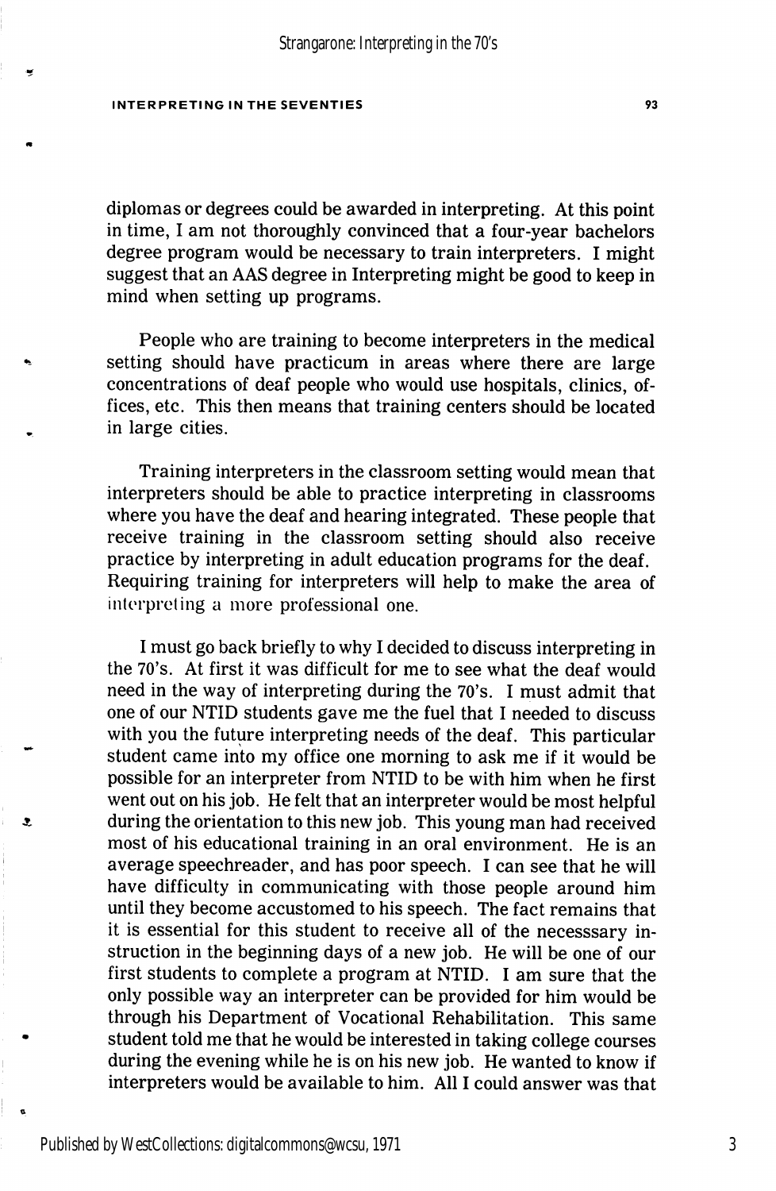diplomas or degrees could be awarded in interpreting. At this point in time, I am not thoroughly convinced that a four-year bachelors degree program would be necessary to train interpreters. I might suggest that an AAS degree in Interpreting might be good to keep in mind when setting up programs.

People who are training to become interpreters in the medical setting should have practicum in areas where there are large concentrations of deaf people who would use hospitals, clinics, offices, etc. This then means that training centers should be located in large cities.

Training interpreters in the classroom setting would mean that interpreters should be able to practice interpreting in classrooms where you have the deaf and hearing integrated. These people that receive training in the classroom setting should also receive practice by interpreting in adult education programs for the deaf. Requiring training for interpreters will help to make the area of interpreting a more professional one.

I must go back briefly to why I decided to discuss interpreting in the 70's. At first it was difficult for me to see what the deaf would need in the way of interpreting during the 70's. I must admit that one of our NTID students gave me the fuel that I needed to discuss with you the future interpreting needs of the deaf. This particular student came into my office one morning to ask me if it would be possible for an interpreter from NTID to be with him when he first went out on his job. He felt that an interpreter would be most helpful during the orientation to this new job. This young man had received most of his educational training in an oral environment. He is an average speechreader, and has poor speech. I can see that he will have difficulty in communicating with those people around him until they become accustomed to his speech. The fact remains that it is essential for this student to receive all of the necesssary instruction in the beginning days of a new job. He will be one of our first students to complete a program at NTID. I am sure that the only possible way an interpreter can be provided for him would be through his Department of Vocational Rehabilitation. This same student told me that he would be interested in taking college courses during the evening while he is on his new job. He wanted to know if interpreters would be available to him. All I could answer was that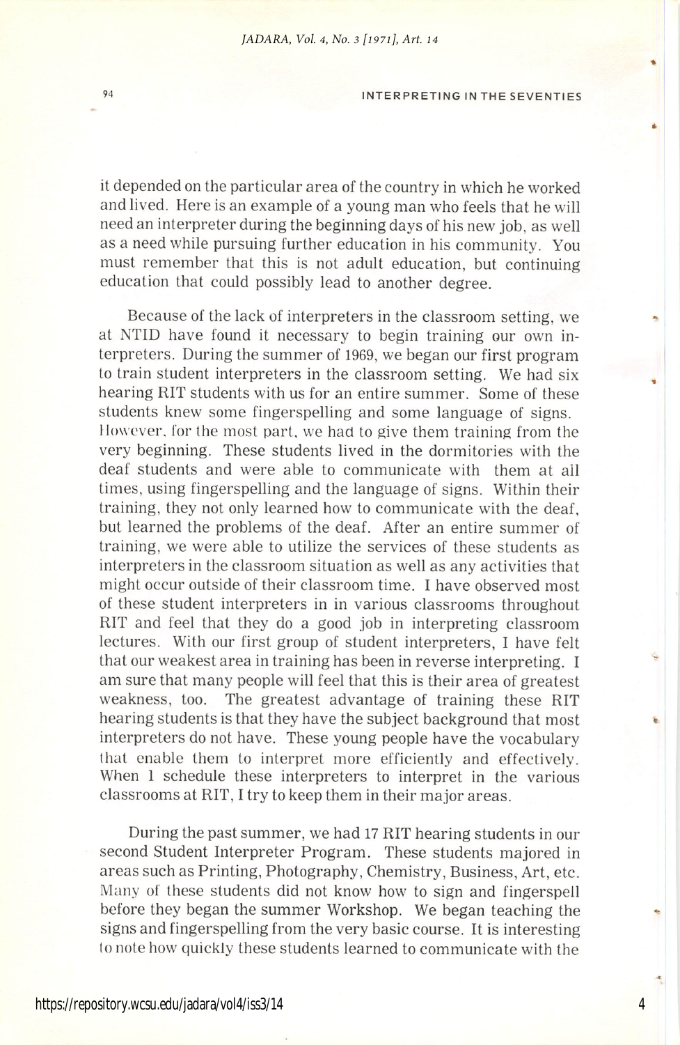it depended on the particular area of the country in which he worked and lived. Here is an example of a young man who feels that he will need an interpreter during the beginning days of his new job, as well as a need while pursuing further education in his community. You must remember that this is not adult education, but continuing education that could possibly lead to another degree.

Because of the lack of interpreters in the classroom setting, we at NTID have found it necessary to begin training our own interpreters. During the summer of 1969, we began our first program to train student interpreters in the classroom setting. We had six hearing RIT students with us for an entire summer. Some of these students knew some fingerspelling and some language of signs. However, for the most part, we had to give them training from the very beginning. These students lived in the dormitories with the deaf students and were able to communicate with them at all times, using fingerspelling and the language of signs. Within their training, they not only learned how to communicate with the deaf, but learned the problems of the deaf. After an entire summer of training, we were able to utilize the services of these students as interpreters in the classroom situation as well as any activities that might occur outside of their classroom time. I have observed most of these student interpreters in in various classrooms throughout RIT and feel that they do a good job in interpreting classroom lectures. With our first group of student interpreters, I have felt that our weakest area in training has been in reverse interpreting. I am sure that many people will feel that this is their area of greatest weakness, too. The greatest advantage of training these RIT hearing students is that they have the subject background that most interpreters do not have. These young people have the vocabulary that enable them to interpret more efficiently and effectively. When I schedule these interpreters to interpret in the various classrooms at RIT, I try to keep them in their major areas.

During the past summer, we had 17 RIT hearing students in our second Student Interpreter Program. These students majored in areas such as Printing, Photography, Chemistry, Business, Art, etc. Many of these students did not know how to sign and fingerspell before they began the summer Workshop. We began teaching the signs and fingerspelling from the very basic course. It is interesting to note how quickly these students learned to communicate with the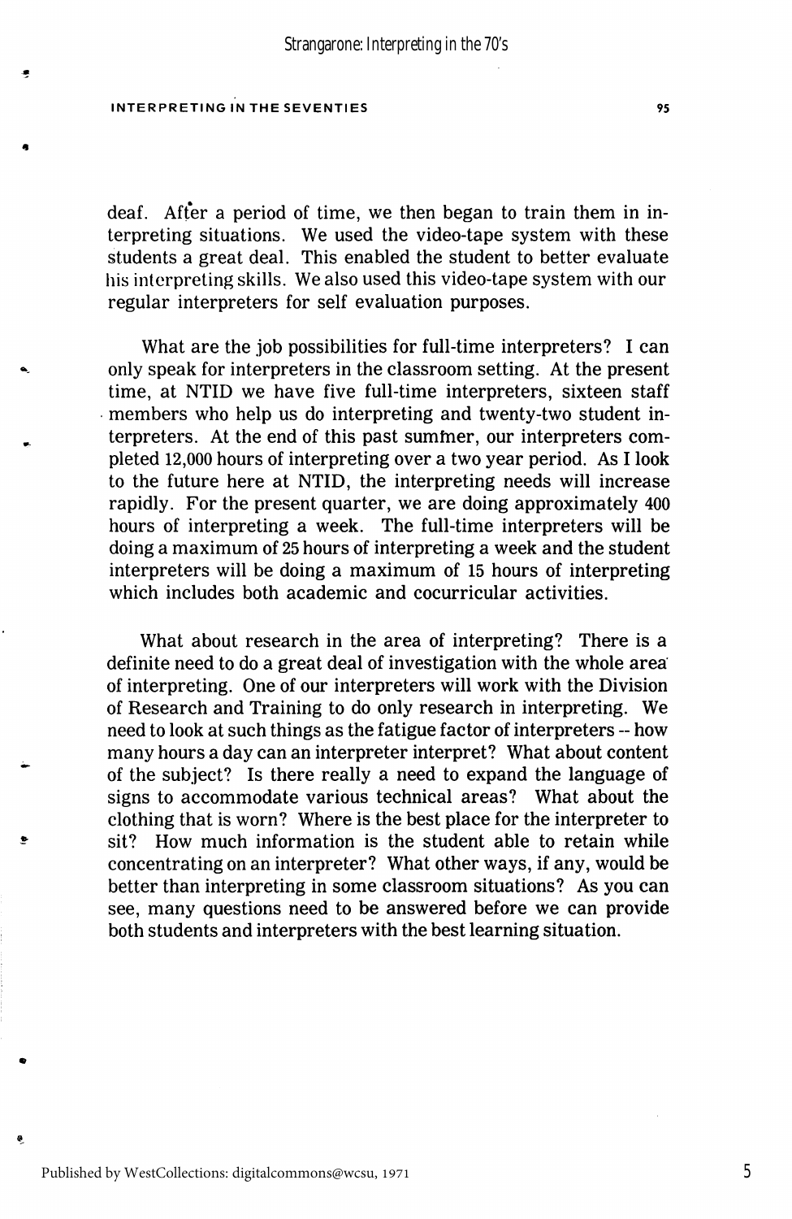deaf. After a period of time, we then began to train them in interpreting situations. We used the video-tape system with these students a great deal. This enabled the student to better evaluate his interpreting skills. We also used this video-tape system with our regular interpreters for self evaluation purposes.

What are the job possibilities for full-time interpreters? I can only speak for interpreters in the classroom setting. At the present time, at NTID we have five full-time interpreters, sixteen staff members who help us do interpreting and twenty-two student interpreters. At the end of this past summer, our interpreters completed 12,000 hours of interpreting over a two year period. As I look to the future here at NTID, the interpreting needs will increase rapidly. For the present quarter, we are doing approximately 400 hours of interpreting a week. The full-time interpreters will be doing a maximum of 25 hours of interpreting a week and the student interpreters will be doing a maximum of 15 hours of interpreting which includes both academic and cocurricular activities.

What about research in the area of interpreting? There is a definite need to do a great deal of investigation with the whole area of interpreting. One of our interpreters will work with the Division of Research and Training to do only research in interpreting. We need to look at such things as the fatigue factor of interpreters -- how many hours a day can an interpreter interpret? What about content of the subject? Is there really a need to expand the language of signs to accommodate various technical areas? What about the clothing that is worn? Where is the best place for the interpreter to sit? How much information is the student able to retain while concentrating on an interpreter? What other ways, if any, would be better than interpreting in some classroom situations? As you can see, many questions need to be answered before we can provide both students and interpreters with the best learning situation.